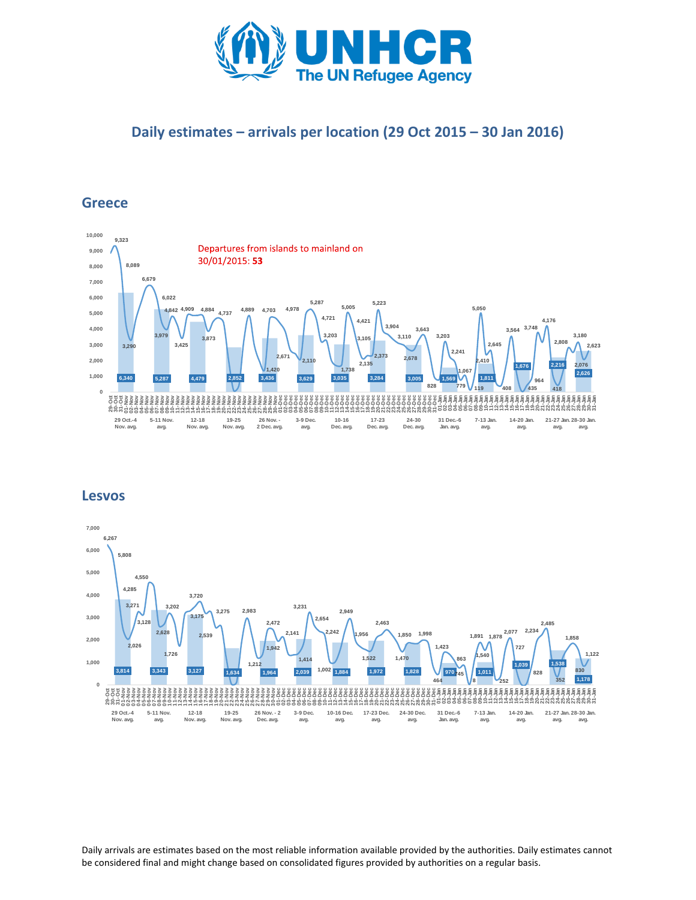## Daily estimates – arrivals per location (29 Oct 2015 – 30 Jan 2016)

### Greece

Departures from islands to mainland on 30/01/2015: **53**

### Lesvos

Daily arrivals are estimates based on the most reliable information available provided by the authorities. Daily estimates cannot be considered final and might change based on consolidated figures provided by authorities on a regular basis.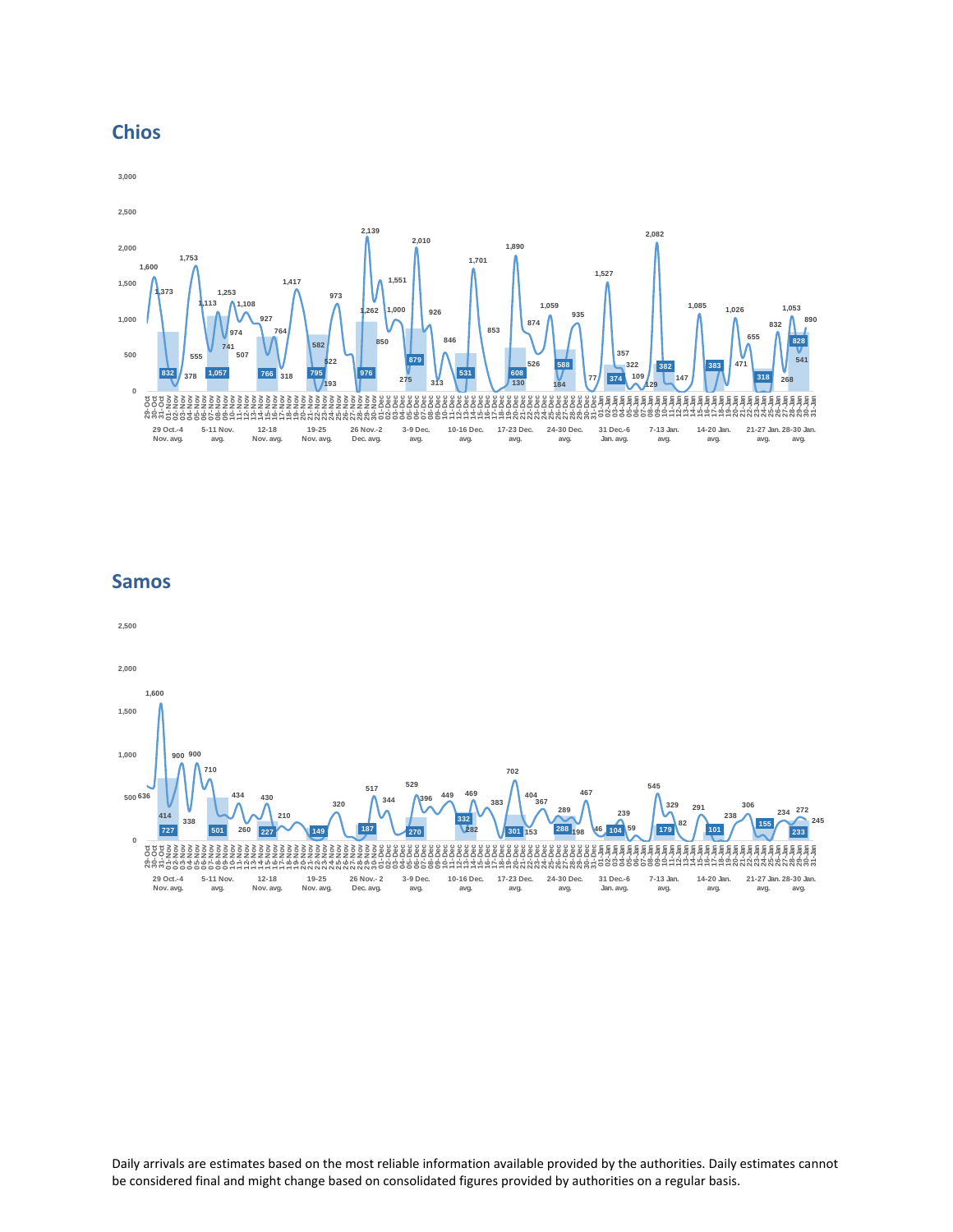## Chios

## Samos

Daily arrivals are estimates based on the most reliable information available provided by the authorities. Daily estimates cannot be considered final and might change based on consolidated figures provided by authorities on a regular basis.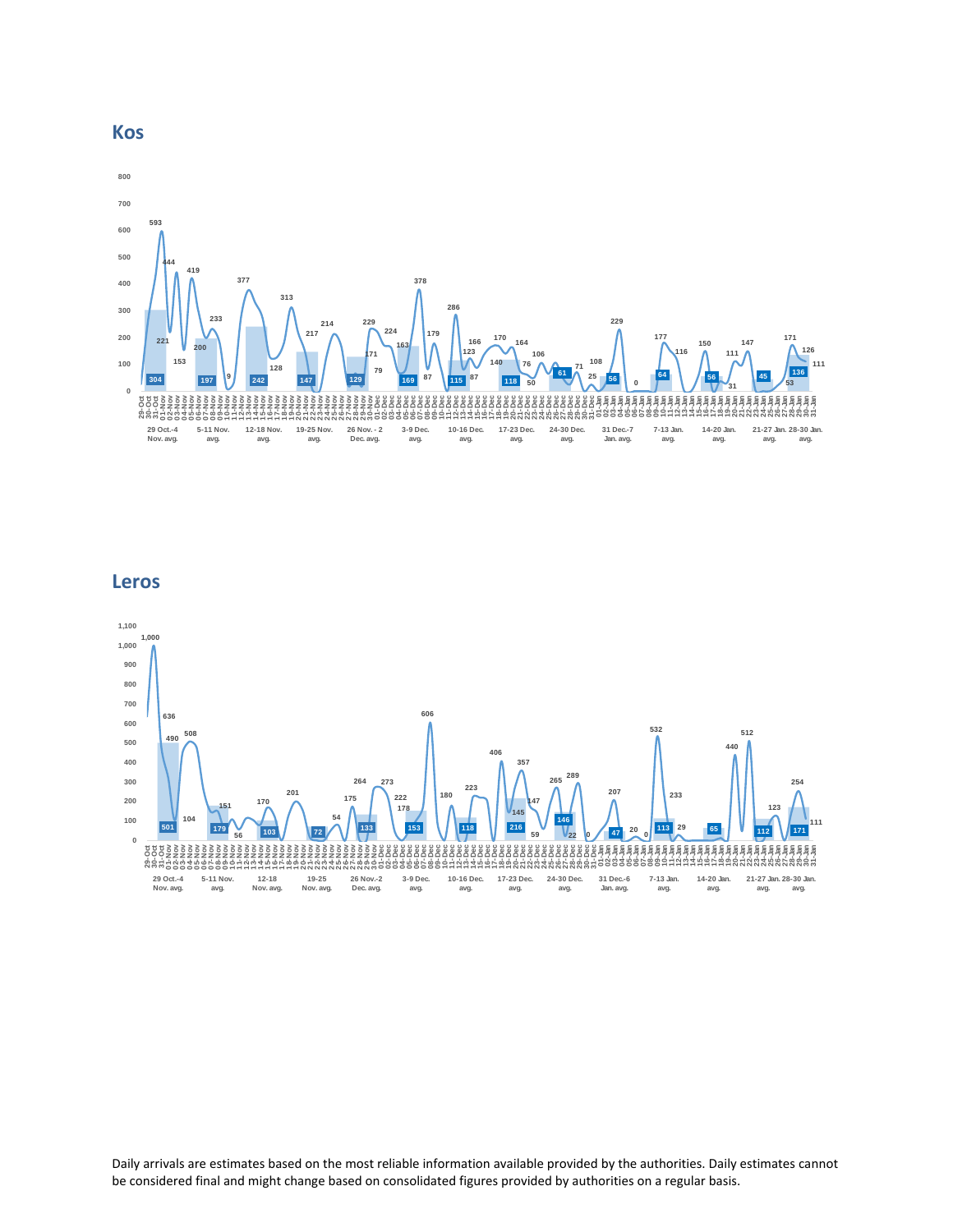## Kos

## Leros

Daily arrivals are estimates based on the most reliable information available provided by the authorities. Daily estimates cannot be considered final and might change based on consolidated figures provided by authorities on a regular basis.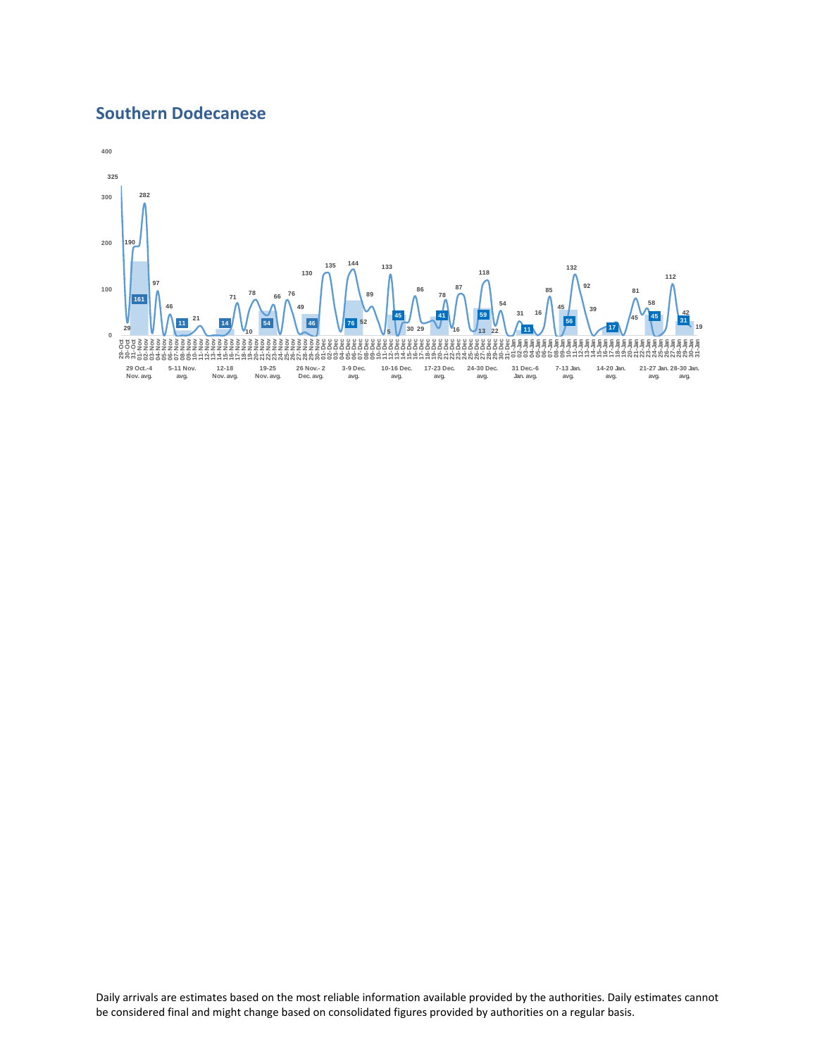## Southern Dodecanese

400
300
200
100
0

325
190
282
29
161
97
46
11
21
14
71
10
78
54
66
76
49
130
46
135
144
76
52
89
133
5
45
30
29
86
78
41
16
87
118
59
13
22
54
31
11
16
85
45
56
132
92
39
17
81
45
58
45
112
42
31
19

29 Oct.-4 Nov. avg.
5-11 Nov. avg.
12-18 Nov. avg.
19-25 Nov. avg.
26 Nov.- 2 Dec. avg.
3-9 Dec. avg.
10-16 Dec. avg.
17-23 Dec. avg.
24-30 Dec. avg.
31 Dec.-6 Jan. avg.
7-13 Jan. avg.
14-20 Jan. avg.
21-27 Jan. avg.
28-30 Jan. avg.

Daily arrivals are estimates based on the most reliable information available provided by the authorities. Daily estimates cannot be considered final and might change based on consolidated figures provided by authorities on a regular basis.